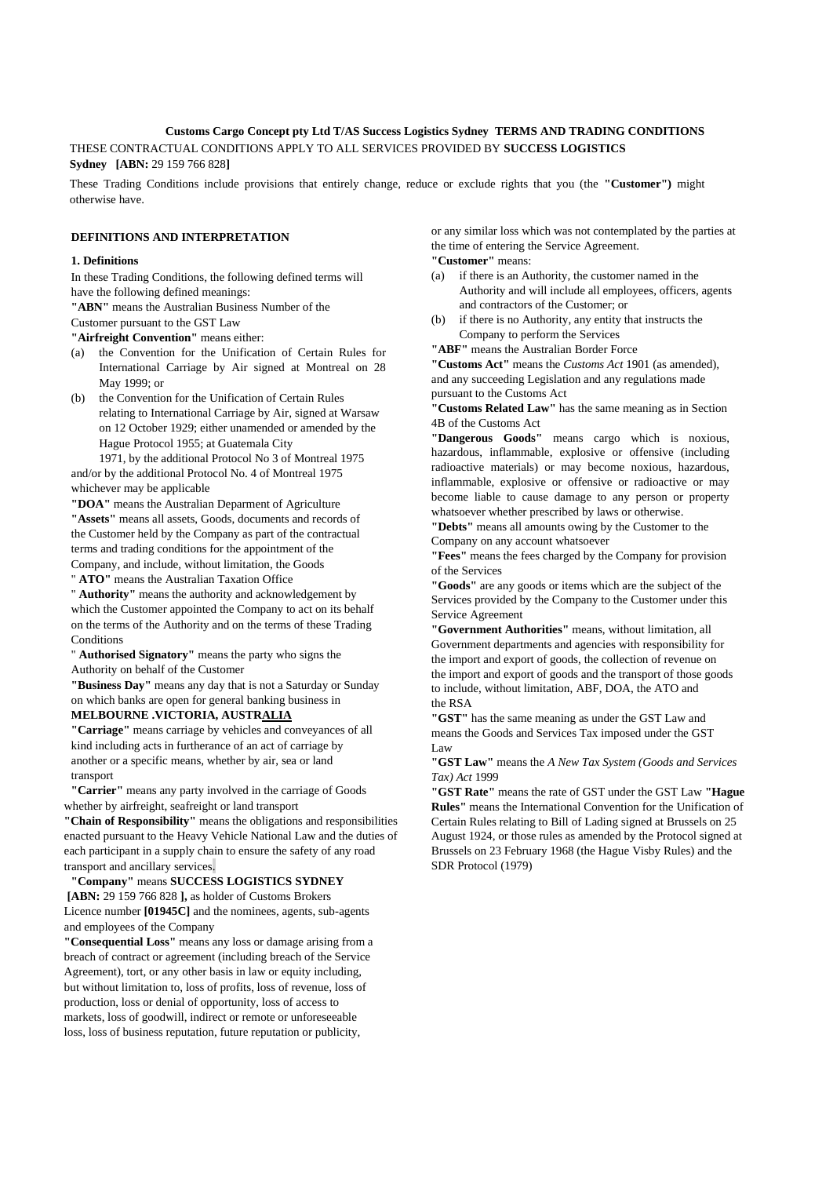**Customs Cargo Concept pty Ltd T/AS Success Logistics Sydney TERMS AND TRADING CONDITIONS**

THESE CONTRACTUAL CONDITIONS APPLY TO ALL SERVICES PROVIDED BY **SUCCESS LOGISTICS Sydney [ABN:** 29 159 766 828**]**

These Trading Conditions include provisions that entirely change, reduce or exclude rights that you (the **"Customer")** might otherwise have.

## DEFINITIONS AND INTERPRETATION

### 1. Definitions

In these Trading Conditions, the following defined terms will have the following defined meanings:

**"ABN"** means the Australian Business Number of the Customer pursuant to the GST Law

**"Airfreight Convention"** means either:

(a) the Convention for the Unification of Certain Rules for International Carriage by Air signed at Montreal on 28 May 1999; or

(b) the Convention for the Unification of Certain Rules relating to International Carriage by Air, signed at Warsaw on 12 October 1929; either unamended or amended by the Hague Protocol 1955; at Guatemala City 1971, by the additional Protocol No 3 of Montreal 1975

and/or by the additional Protocol No. 4 of Montreal 1975 whichever may be applicable

**"DOA"** means the Australian Deparment of Agriculture

**"Assets"** means all assets, Goods, documents and records of the Customer held by the Company as part of the contractual terms and trading conditions for the appointment of the Company, and include, without limitation, the Goods

" **ATO"** means the Australian Taxation Office

" **Authority"** means the authority and acknowledgement by which the Customer appointed the Company to act on its behalf on the terms of the Authority and on the terms of these Trading Conditions

" **Authorised Signatory"** means the party who signs the Authority on behalf of the Customer

**"Business Day"** means any day that is not a Saturday or Sunday on which banks are open for general banking business in **MELBOURNE .VICTORIA, AUSTRALIA**

**"Carriage"** means carriage by vehicles and conveyances of all kind including acts in furtherance of an act of carriage by another or a specific means, whether by air, sea or land transport

**"Carrier"** means any party involved in the carriage of Goods whether by airfreight, seafreight or land transport

**"Chain of Responsibility"** means the obligations and responsibilities enacted pursuant to the Heavy Vehicle National Law and the duties of each participant in a supply chain to ensure the safety of any road transport and ancillary services.

**"Company"** means **SUCCESS LOGISTICS SYDNEY [ABN:** 29 159 766 828 **],** as holder of Customs Brokers Licence number **[01945C]** and the nominees, agents, sub-agents and employees of the Company

**"Consequential Loss"** means any loss or damage arising from a breach of contract or agreement (including breach of the Service Agreement), tort, or any other basis in law or equity including, but without limitation to, loss of profits, loss of revenue, loss of production, loss or denial of opportunity, loss of access to markets, loss of goodwill, indirect or remote or unforeseeable loss, loss of business reputation, future reputation or publicity, or any similar loss which was not contemplated by the parties at the time of entering the Service Agreement.

**"Customer"** means:

(a) if there is an Authority, the customer named in the Authority and will include all employees, officers, agents and contractors of the Customer; or

(b) if there is no Authority, any entity that instructs the Company to perform the Services

**"ABF"** means the Australian Border Force

**"Customs Act"** means the *Customs Act* 1901 (as amended), and any succeeding Legislation and any regulations made pursuant to the Customs Act

**"Customs Related Law"** has the same meaning as in Section 4B of the Customs Act

**"Dangerous Goods"** means cargo which is noxious, hazardous, inflammable, explosive or offensive (including radioactive materials) or may become noxious, hazardous, inflammable, explosive or offensive or radioactive or may become liable to cause damage to any person or property whatsoever whether prescribed by laws or otherwise.

**"Debts"** means all amounts owing by the Customer to the Company on any account whatsoever

**"Fees"** means the fees charged by the Company for provision of the Services

**"Goods"** are any goods or items which are the subject of the Services provided by the Company to the Customer under this Service Agreement

**"Government Authorities"** means, without limitation, all Government departments and agencies with responsibility for the import and export of goods, the collection of revenue on the import and export of goods and the transport of those goods to include, without limitation, ABF, DOA, the ATO and the RSA

**"GST"** has the same meaning as under the GST Law and means the Goods and Services Tax imposed under the GST Law

**"GST Law"** means the *A New Tax System (Goods and Services Tax) Act* 1999

**"GST Rate"** means the rate of GST under the GST Law

**"Hague Rules"** means the International Convention for the Unification of Certain Rules relating to Bill of Lading signed at Brussels on 25 August 1924, or those rules as amended by the Protocol signed at Brussels on 23 February 1968 (the Hague Visby Rules) and the SDR Protocol (1979)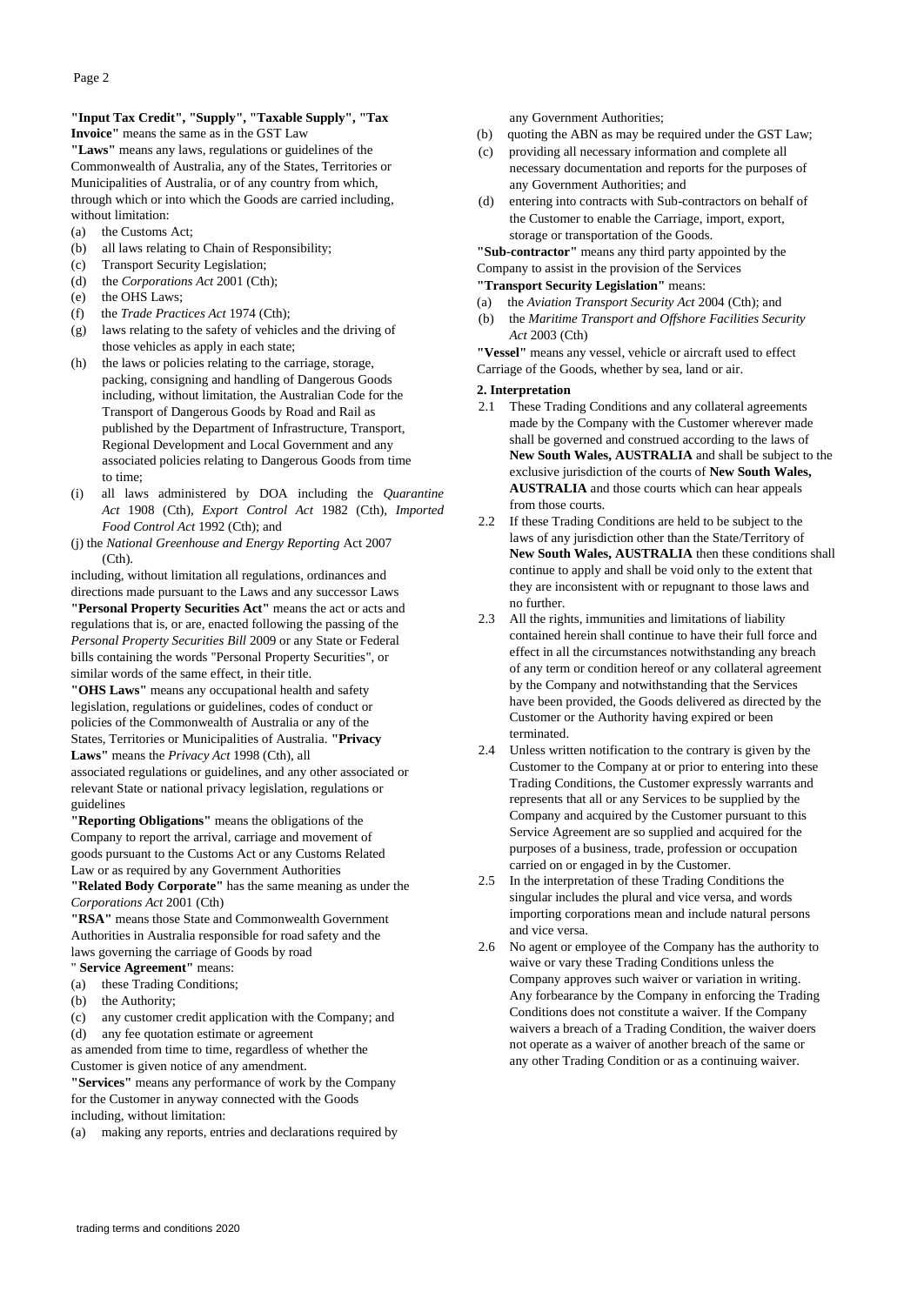**"Input Tax Credit", "Supply", "Taxable Supply", "Tax Invoice"** means the same as in the GST Law

**"Laws"** means any laws, regulations or guidelines of the Commonwealth of Australia, any of the States, Territories or Municipalities of Australia, or of any country from which, through which or into which the Goods are carried including, without limitation:

(a) the Customs Act;
(b) all laws relating to Chain of Responsibility;
(c) Transport Security Legislation;
(d) the *Corporations Act* 2001 (Cth);
(e) the OHS Laws;
(f) the *Trade Practices Act* 1974 (Cth);
(g) laws relating to the safety of vehicles and the driving of those vehicles as apply in each state;
(h) the laws or policies relating to the carriage, storage, packing, consigning and handling of Dangerous Goods including, without limitation, the Australian Code for the Transport of Dangerous Goods by Road and Rail as published by the Department of Infrastructure, Transport, Regional Development and Local Government and any associated policies relating to Dangerous Goods from time to time;
(i) all laws administered by DOA including the *Quarantine Act* 1908 (Cth), *Export Control Act* 1982 (Cth), *Imported Food Control Act* 1992 (Cth); and
(j) the *National Greenhouse and Energy Reporting* Act 2007 (Cth).

including, without limitation all regulations, ordinances and directions made pursuant to the Laws and any successor Laws

**"Personal Property Securities Act"** means the act or acts and regulations that is, or are, enacted following the passing of the *Personal Property Securities Bill* 2009 or any State or Federal bills containing the words "Personal Property Securities", or similar words of the same effect, in their title.

**"OHS Laws"** means any occupational health and safety legislation, regulations or guidelines, codes of conduct or policies of the Commonwealth of Australia or any of the States, Territories or Municipalities of Australia. **"Privacy Laws"** means the *Privacy Act* 1998 (Cth), all associated regulations or guidelines, and any other associated or relevant State or national privacy legislation, regulations or guidelines

**"Reporting Obligations"** means the obligations of the Company to report the arrival, carriage and movement of goods pursuant to the Customs Act or any Customs Related Law or as required by any Government Authorities

**"Related Body Corporate"** has the same meaning as under the *Corporations Act* 2001 (Cth)

**"RSA"** means those State and Commonwealth Government Authorities in Australia responsible for road safety and the laws governing the carriage of Goods by road

**" Service Agreement"** means:

(a) these Trading Conditions;
(b) the Authority;
(c) any customer credit application with the Company; and
(d) any fee quotation estimate or agreement

as amended from time to time, regardless of whether the Customer is given notice of any amendment.

**"Services"** means any performance of work by the Company for the Customer in anyway connected with the Goods including, without limitation:

(a) making any reports, entries and declarations required by any Government Authorities;
(b) quoting the ABN as may be required under the GST Law;
(c) providing all necessary information and complete all necessary documentation and reports for the purposes of any Government Authorities; and
(d) entering into contracts with Sub-contractors on behalf of the Customer to enable the Carriage, import, export, storage or transportation of the Goods.

**"Sub-contractor"** means any third party appointed by the Company to assist in the provision of the Services

**"Transport Security Legislation"** means:

(a) the *Aviation Transport Security Act* 2004 (Cth); and
(b) the *Maritime Transport and Offshore Facilities Security Act* 2003 (Cth)

**"Vessel"** means any vessel, vehicle or aircraft used to effect Carriage of the Goods, whether by sea, land or air.

**2. Interpretation**

2.1 These Trading Conditions and any collateral agreements made by the Company with the Customer wherever made shall be governed and construed according to the laws of **New South Wales, AUSTRALIA** and shall be subject to the exclusive jurisdiction of the courts of **New South Wales, AUSTRALIA** and those courts which can hear appeals from those courts.

2.2 If these Trading Conditions are held to be subject to the laws of any jurisdiction other than the State/Territory of **New South Wales, AUSTRALIA** then these conditions shall continue to apply and shall be void only to the extent that they are inconsistent with or repugnant to those laws and no further.

2.3 All the rights, immunities and limitations of liability contained herein shall continue to have their full force and effect in all the circumstances notwithstanding any breach of any term or condition hereof or any collateral agreement by the Company and notwithstanding that the Services have been provided, the Goods delivered as directed by the Customer or the Authority having expired or been terminated.

2.4 Unless written notification to the contrary is given by the Customer to the Company at or prior to entering into these Trading Conditions, the Customer expressly warrants and represents that all or any Services to be supplied by the Company and acquired by the Customer pursuant to this Service Agreement are so supplied and acquired for the purposes of a business, trade, profession or occupation carried on or engaged in by the Customer.

2.5 In the interpretation of these Trading Conditions the singular includes the plural and vice versa, and words importing corporations mean and include natural persons and vice versa.

2.6 No agent or employee of the Company has the authority to waive or vary these Trading Conditions unless the Company approves such waiver or variation in writing. Any forbearance by the Company in enforcing the Trading Conditions does not constitute a waiver. If the Company waivers a breach of a Trading Condition, the waiver doers not operate as a waiver of another breach of the same or any other Trading Condition or as a continuing waiver.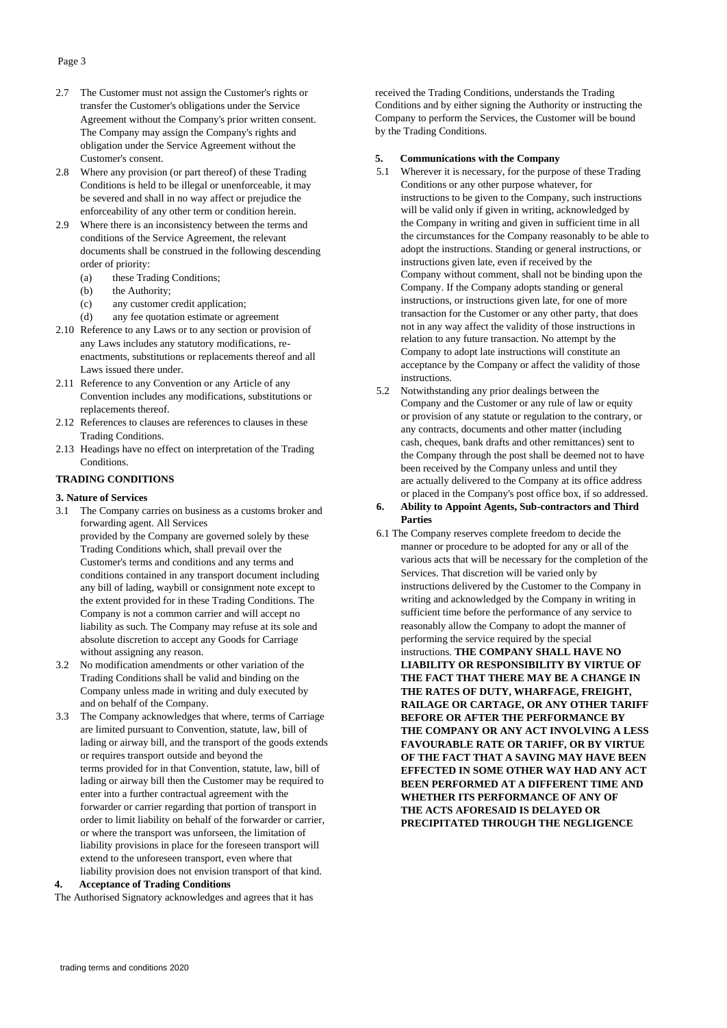2.7 The Customer must not assign the Customer's rights or transfer the Customer's obligations under the Service Agreement without the Company's prior written consent. The Company may assign the Company's rights and obligation under the Service Agreement without the Customer's consent.

2.8 Where any provision (or part thereof) of these Trading Conditions is held to be illegal or unenforceable, it may be severed and shall in no way affect or prejudice the enforceability of any other term or condition herein.

2.9 Where there is an inconsistency between the terms and conditions of the Service Agreement, the relevant documents shall be construed in the following descending order of priority:

- (a) these Trading Conditions;
- (b) the Authority;
- (c) any customer credit application;
- (d) any fee quotation estimate or agreement

2.10 Reference to any Laws or to any section or provision of any Laws includes any statutory modifications, re-enactments, substitutions or replacements thereof and all Laws issued there under.

2.11 Reference to any Convention or any Article of any Convention includes any modifications, substitutions or replacements thereof.

2.12 References to clauses are references to clauses in these Trading Conditions.

2.13 Headings have no effect on interpretation of the Trading Conditions.

## TRADING CONDITIONS

### 3. Nature of Services

3.1 The Company carries on business as a customs broker and forwarding agent. All Services provided by the Company are governed solely by these Trading Conditions which, shall prevail over the Customer's terms and conditions and any terms and conditions contained in any transport document including any bill of lading, waybill or consignment note except to the extent provided for in these Trading Conditions. The Company is not a common carrier and will accept no liability as such. The Company may refuse at its sole and absolute discretion to accept any Goods for Carriage without assigning any reason.

3.2 No modification amendments or other variation of the Trading Conditions shall be valid and binding on the Company unless made in writing and duly executed by and on behalf of the Company.

3.3 The Company acknowledges that where, terms of Carriage are limited pursuant to Convention, statute, law, bill of lading or airway bill, and the transport of the goods extends or requires transport outside and beyond the terms provided for in that Convention, statute, law, bill of lading or airway bill then the Customer may be required to enter into a further contractual agreement with the forwarder or carrier regarding that portion of transport in order to limit liability on behalf of the forwarder or carrier, or where the transport was unforseen, the limitation of liability provisions in place for the foreseen transport will extend to the unforeseen transport, even where that liability provision does not envision transport of that kind.

### 4. Acceptance of Trading Conditions

The Authorised Signatory acknowledges and agrees that it has received the Trading Conditions, understands the Trading Conditions and by either signing the Authority or instructing the Company to perform the Services, the Customer will be bound by the Trading Conditions.

### 5. Communications with the Company

5.1 Wherever it is necessary, for the purpose of these Trading Conditions or any other purpose whatever, for instructions to be given to the Company, such instructions will be valid only if given in writing, acknowledged by the Company in writing and given in sufficient time in all the circumstances for the Company reasonably to be able to adopt the instructions. Standing or general instructions, or instructions given late, even if received by the Company without comment, shall not be binding upon the Company. If the Company adopts standing or general instructions, or instructions given late, for one of more transaction for the Customer or any other party, that does not in any way affect the validity of those instructions in relation to any future transaction. No attempt by the Company to adopt late instructions will constitute an acceptance by the Company or affect the validity of those instructions.

5.2 Notwithstanding any prior dealings between the Company and the Customer or any rule of law or equity or provision of any statute or regulation to the contrary, or any contracts, documents and other matter (including cash, cheques, bank drafts and other remittances) sent to the Company through the post shall be deemed not to have been received by the Company unless and until they are actually delivered to the Company at its office address or placed in the Company's post office box, if so addressed.

### 6. Ability to Appoint Agents, Sub-contractors and Third Parties

6.1 The Company reserves complete freedom to decide the manner or procedure to be adopted for any or all of the various acts that will be necessary for the completion of the Services. That discretion will be varied only by instructions delivered by the Customer to the Company in writing and acknowledged by the Company in writing in sufficient time before the performance of any service to reasonably allow the Company to adopt the manner of performing the service required by the special instructions. **THE COMPANY SHALL HAVE NO LIABILITY OR RESPONSIBILITY BY VIRTUE OF THE FACT THAT THERE MAY BE A CHANGE IN THE RATES OF DUTY, WHARFAGE, FREIGHT, RAILAGE OR CARTAGE, OR ANY OTHER TARIFF BEFORE OR AFTER THE PERFORMANCE BY THE COMPANY OR ANY ACT INVOLVING A LESS FAVOURABLE RATE OR TARIFF, OR BY VIRTUE OF THE FACT THAT A SAVING MAY HAVE BEEN EFFECTED IN SOME OTHER WAY HAD ANY ACT BEEN PERFORMED AT A DIFFERENT TIME AND WHETHER ITS PERFORMANCE OF ANY OF THE ACTS AFORESAID IS DELAYED OR PRECIPITATED THROUGH THE NEGLIGENCE**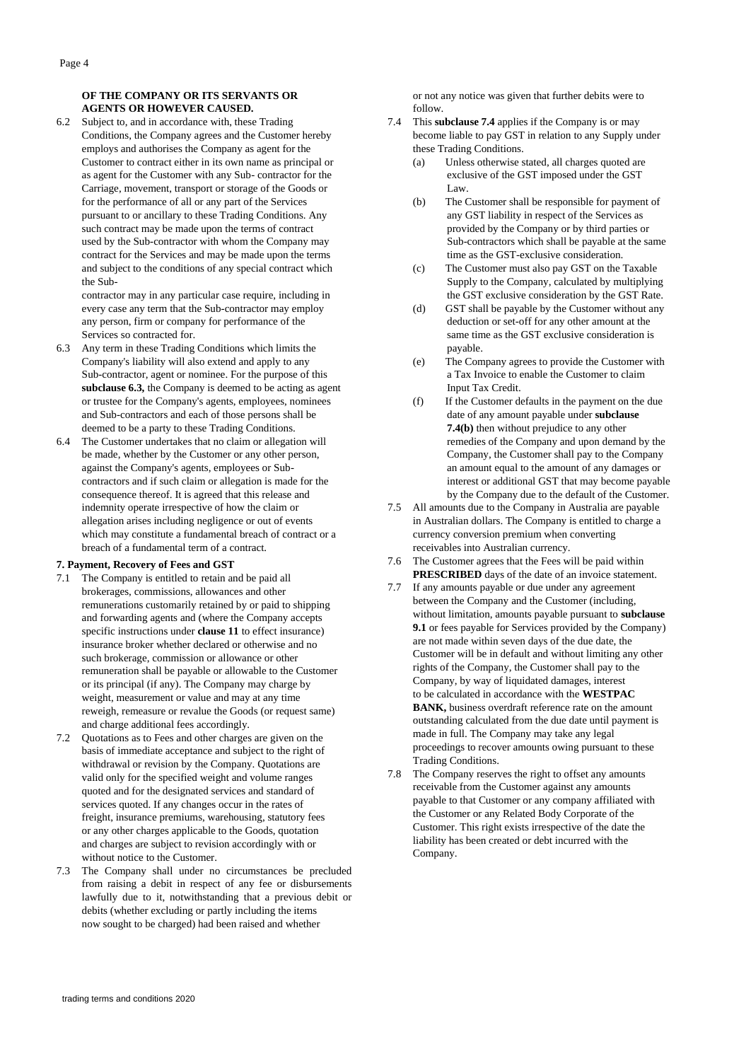**OF THE COMPANY OR ITS SERVANTS OR AGENTS OR HOWEVER CAUSED.**

6.2 Subject to, and in accordance with, these Trading Conditions, the Company agrees and the Customer hereby employs and authorises the Company as agent for the Customer to contract either in its own name as principal or as agent for the Customer with any Sub- contractor for the Carriage, movement, transport or storage of the Goods or for the performance of all or any part of the Services pursuant to or ancillary to these Trading Conditions. Any such contract may be made upon the terms of contract used by the Sub-contractor with whom the Company may contract for the Services and may be made upon the terms and subject to the conditions of any special contract which the Sub-contractor may in any particular case require, including in every case any term that the Sub-contractor may employ any person, firm or company for performance of the Services so contracted for.

6.3 Any term in these Trading Conditions which limits the Company's liability will also extend and apply to any Sub-contractor, agent or nominee. For the purpose of this **subclause 6.3,** the Company is deemed to be acting as agent or trustee for the Company's agents, employees, nominees and Sub-contractors and each of those persons shall be deemed to be a party to these Trading Conditions.

6.4 The Customer undertakes that no claim or allegation will be made, whether by the Customer or any other person, against the Company's agents, employees or Sub-contractors and if such claim or allegation is made for the consequence thereof. It is agreed that this release and indemnity operate irrespective of how the claim or allegation arises including negligence or out of events which may constitute a fundamental breach of contract or a breach of a fundamental term of a contract.

**7. Payment, Recovery of Fees and GST**

7.1 The Company is entitled to retain and be paid all brokerages, commissions, allowances and other remunerations customarily retained by or paid to shipping and forwarding agents and (where the Company accepts specific instructions under **clause 11** to effect insurance) insurance broker whether declared or otherwise and no such brokerage, commission or allowance or other remuneration shall be payable or allowable to the Customer or its principal (if any). The Company may charge by weight, measurement or value and may at any time reweigh, remeasure or revalue the Goods (or request same) and charge additional fees accordingly.

7.2 Quotations as to Fees and other charges are given on the basis of immediate acceptance and subject to the right of withdrawal or revision by the Company. Quotations are valid only for the specified weight and volume ranges quoted and for the designated services and standard of services quoted. If any changes occur in the rates of freight, insurance premiums, warehousing, statutory fees or any other charges applicable to the Goods, quotation and charges are subject to revision accordingly with or without notice to the Customer.

7.3 The Company shall under no circumstances be precluded from raising a debit in respect of any fee or disbursements lawfully due to it, notwithstanding that a previous debit or debits (whether excluding or partly including the items now sought to be charged) had been raised and whether or not any notice was given that further debits were to follow.

7.4 This **subclause 7.4** applies if the Company is or may become liable to pay GST in relation to any Supply under these Trading Conditions.

(a) Unless otherwise stated, all charges quoted are exclusive of the GST imposed under the GST Law.

(b) The Customer shall be responsible for payment of any GST liability in respect of the Services as provided by the Company or by third parties or Sub-contractors which shall be payable at the same time as the GST-exclusive consideration.

(c) The Customer must also pay GST on the Taxable Supply to the Company, calculated by multiplying the GST exclusive consideration by the GST Rate.

(d) GST shall be payable by the Customer without any deduction or set-off for any other amount at the same time as the GST exclusive consideration is payable.

(e) The Company agrees to provide the Customer with a Tax Invoice to enable the Customer to claim Input Tax Credit.

(f) If the Customer defaults in the payment on the due date of any amount payable under **subclause 7.4(b)** then without prejudice to any other remedies of the Company and upon demand by the Company, the Customer shall pay to the Company an amount equal to the amount of any damages or interest or additional GST that may become payable by the Company due to the default of the Customer.

7.5 All amounts due to the Company in Australia are payable in Australian dollars. The Company is entitled to charge a currency conversion premium when converting receivables into Australian currency.

7.6 The Customer agrees that the Fees will be paid within **PRESCRIBED** days of the date of an invoice statement.

7.7 If any amounts payable or due under any agreement between the Company and the Customer (including, without limitation, amounts payable pursuant to **subclause 9.1** or fees payable for Services provided by the Company) are not made within seven days of the due date, the Customer will be in default and without limiting any other rights of the Company, the Customer shall pay to the Company, by way of liquidated damages, interest to be calculated in accordance with the **WESTPAC BANK,** business overdraft reference rate on the amount outstanding calculated from the due date until payment is made in full. The Company may take any legal proceedings to recover amounts owing pursuant to these Trading Conditions.

7.8 The Company reserves the right to offset any amounts receivable from the Customer against any amounts payable to that Customer or any company affiliated with the Customer or any Related Body Corporate of the Customer. This right exists irrespective of the date the liability has been created or debt incurred with the Company.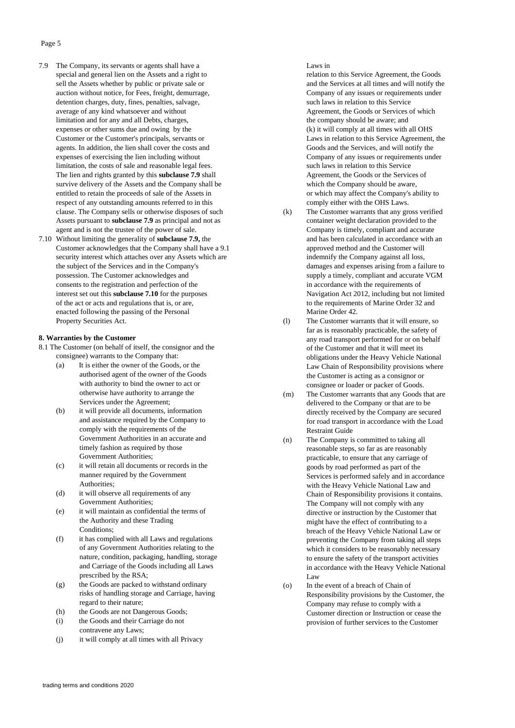7.9 The Company, its servants or agents shall have a special and general lien on the Assets and a right to sell the Assets whether by public or private sale or auction without notice, for Fees, freight, demurrage, detention charges, duty, fines, penalties, salvage, average of any kind whatsoever and without limitation and for any and all Debts, charges, expenses or other sums due and owing by the Customer or the Customer's principals, servants or agents. In addition, the lien shall cover the costs and expenses of exercising the lien including without limitation, the costs of sale and reasonable legal fees. The lien and rights granted by this **subclause 7.9** shall survive delivery of the Assets and the Company shall be entitled to retain the proceeds of sale of the Assets in respect of any outstanding amounts referred to in this clause. The Company sells or otherwise disposes of such Assets pursuant to **subclause 7.9** as principal and not as agent and is not the trustee of the power of sale.

7.10 Without limiting the generality of **subclause 7.9,** the Customer acknowledges that the Company shall have a 9.1 security interest which attaches over any Assets which are the subject of the Services and in the Company's possession. The Customer acknowledges and consents to the registration and perfection of the interest set out this **subclause 7.10** for the purposes of the act or acts and regulations that is, or are, enacted following the passing of the Personal Property Securities Act.

**8. Warranties by the Customer**

8.1 The Customer (on behalf of itself, the consignor and the consignee) warrants to the Company that:

(a) It is either the owner of the Goods, or the authorised agent of the owner of the Goods with authority to bind the owner to act or otherwise have authority to arrange the Services under the Agreement;

(b) it will provide all documents, information and assistance required by the Company to comply with the requirements of the Government Authorities in an accurate and timely fashion as required by those Government Authorities;

(c) it will retain all documents or records in the manner required by the Government Authorities;

(d) it will observe all requirements of any Government Authorities;

(e) it will maintain as confidential the terms of the Authority and these Trading Conditions;

(f) it has complied with all Laws and regulations of any Government Authorities relating to the nature, condition, packaging, handling, storage and Carriage of the Goods including all Laws prescribed by the RSA;

(g) the Goods are packed to withstand ordinary risks of handling storage and Carriage, having regard to their nature;

(h) the Goods are not Dangerous Goods;

(i) the Goods and their Carriage do not contravene any Laws;

(j) it will comply at all times with all Privacy Laws in relation to this Service Agreement, the Goods and the Services at all times and will notify the Company of any issues or requirements under such laws in relation to this Service Agreement, the Goods or Services of which the company should be aware; and
(k) it will comply at all times with all OHS Laws in relation to this Service Agreement, the Goods and the Services, and will notify the Company of any issues or requirements under such laws in relation to this Service Agreement, the Goods or the Services of which the Company should be aware, or which may affect the Company's ability to comply either with the OHS Laws.

(k) The Customer warrants that any gross verified container weight declaration provided to the Company is timely, compliant and accurate and has been calculated in accordance with an approved method and the Customer will indemnify the Company against all loss, damages and expenses arising from a failure to supply a timely, compliant and accurate VGM in accordance with the requirements of Navigation Act 2012, including but not limited to the requirements of Marine Order 32 and Marine Order 42.

(l) The Customer warrants that it will ensure, so far as is reasonably practicable, the safety of any road transport performed for or on behalf of the Customer and that it will meet its obligations under the Heavy Vehicle National Law Chain of Responsibility provisions where the Customer is acting as a consignor or consignee or loader or packer of Goods.

(m) The Customer warrants that any Goods that are delivered to the Company or that are to be directly received by the Company are secured for road transport in accordance with the Load Restraint Guide

(n) The Company is committed to taking all reasonable steps, so far as are reasonably practicable, to ensure that any carriage of goods by road performed as part of the Services is performed safely and in accordance with the Heavy Vehicle National Law and Chain of Responsibility provisions it contains. The Company will not comply with any directive or instruction by the Customer that might have the effect of contributing to a breach of the Heavy Vehicle National Law or preventing the Company from taking all steps which it considers to be reasonably necessary to ensure the safety of the transport activities in accordance with the Heavy Vehicle National Law

(o) In the event of a breach of Chain of Responsibility provisions by the Customer, the Company may refuse to comply with a Customer direction or Instruction or cease the provision of further services to the Customer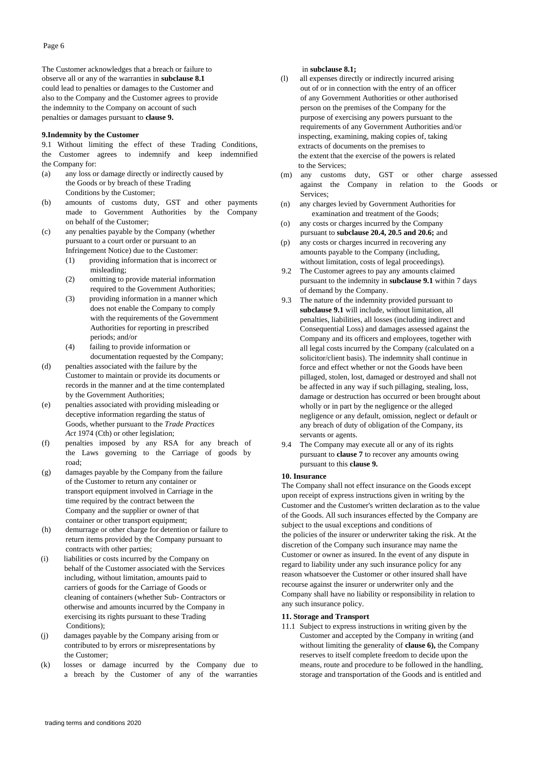The Customer acknowledges that a breach or failure to observe all or any of the warranties in **subclause 8.1** could lead to penalties or damages to the Customer and also to the Company and the Customer agrees to provide the indemnity to the Company on account of such penalties or damages pursuant to **clause 9.**

**9.Indemnity by the Customer**

9.1 Without limiting the effect of these Trading Conditions, the Customer agrees to indemnify and keep indemnified the Company for:

(a) any loss or damage directly or indirectly caused by the Goods or by breach of these Trading Conditions by the Customer;

(b) amounts of customs duty, GST and other payments made to Government Authorities by the Company on behalf of the Customer;

(c) any penalties payable by the Company (whether pursuant to a court order or pursuant to an Infringement Notice) due to the Customer:

  (1) providing information that is incorrect or misleading;

  (2) omitting to provide material information required to the Government Authorities;

  (3) providing information in a manner which does not enable the Company to comply with the requirements of the Government Authorities for reporting in prescribed periods; and/or

  (4) failing to provide information or documentation requested by the Company;

(d) penalties associated with the failure by the Customer to maintain or provide its documents or records in the manner and at the time contemplated by the Government Authorities;

(e) penalties associated with providing misleading or deceptive information regarding the status of Goods, whether pursuant to the *Trade Practices Act* 1974 (Cth) or other legislation;

(f) penalties imposed by any RSA for any breach of the Laws governing to the Carriage of goods by road;

(g) damages payable by the Company from the failure of the Customer to return any container or transport equipment involved in Carriage in the time required by the contract between the Company and the supplier or owner of that container or other transport equipment;

(h) demurrage or other charge for detention or failure to return items provided by the Company pursuant to contracts with other parties;

(i) liabilities or costs incurred by the Company on behalf of the Customer associated with the Services including, without limitation, amounts paid to carriers of goods for the Carriage of Goods or cleaning of containers (whether Sub- Contractors or otherwise and amounts incurred by the Company in exercising its rights pursuant to these Trading Conditions);

(j) damages payable by the Company arising from or contributed to by errors or misrepresentations by the Customer;

(k) losses or damage incurred by the Company due to a breach by the Customer of any of the warranties in **subclause 8.1;**

(l) all expenses directly or indirectly incurred arising out of or in connection with the entry of an officer of any Government Authorities or other authorised person on the premises of the Company for the purpose of exercising any powers pursuant to the requirements of any Government Authorities and/or inspecting, examining, making copies of, taking extracts of documents on the premises to the extent that the exercise of the powers is related to the Services;

(m) any customs duty, GST or other charge assessed against the Company in relation to the Goods or Services;

(n) any charges levied by Government Authorities for examination and treatment of the Goods;

(o) any costs or charges incurred by the Company pursuant to **subclause 20.4, 20.5 and 20.6;** and

(p) any costs or charges incurred in recovering any amounts payable to the Company (including, without limitation, costs of legal proceedings).

9.2 The Customer agrees to pay any amounts claimed pursuant to the indemnity in **subclause 9.1** within 7 days of demand by the Company.

9.3 The nature of the indemnity provided pursuant to **subclause 9.1** will include, without limitation, all penalties, liabilities, all losses (including indirect and Consequential Loss) and damages assessed against the Company and its officers and employees, together with all legal costs incurred by the Company (calculated on a solicitor/client basis). The indemnity shall continue in force and effect whether or not the Goods have been pillaged, stolen, lost, damaged or destroyed and shall not be affected in any way if such pillaging, stealing, loss, damage or destruction has occurred or been brought about wholly or in part by the negligence or the alleged negligence or any default, omission, neglect or default or any breach of duty of obligation of the Company, its servants or agents.

9.4 The Company may execute all or any of its rights pursuant to **clause 7** to recover any amounts owing pursuant to this **clause 9.**

**10. Insurance**

The Company shall not effect insurance on the Goods except upon receipt of express instructions given in writing by the Customer and the Customer's written declaration as to the value of the Goods. All such insurances effected by the Company are subject to the usual exceptions and conditions of the policies of the insurer or underwriter taking the risk. At the discretion of the Company such insurance may name the Customer or owner as insured. In the event of any dispute in regard to liability under any such insurance policy for any reason whatsoever the Customer or other insured shall have recourse against the insurer or underwriter only and the Company shall have no liability or responsibility in relation to any such insurance policy.

**11. Storage and Transport**

11.1 Subject to express instructions in writing given by the Customer and accepted by the Company in writing (and without limiting the generality of **clause 6),** the Company reserves to itself complete freedom to decide upon the means, route and procedure to be followed in the handling, storage and transportation of the Goods and is entitled and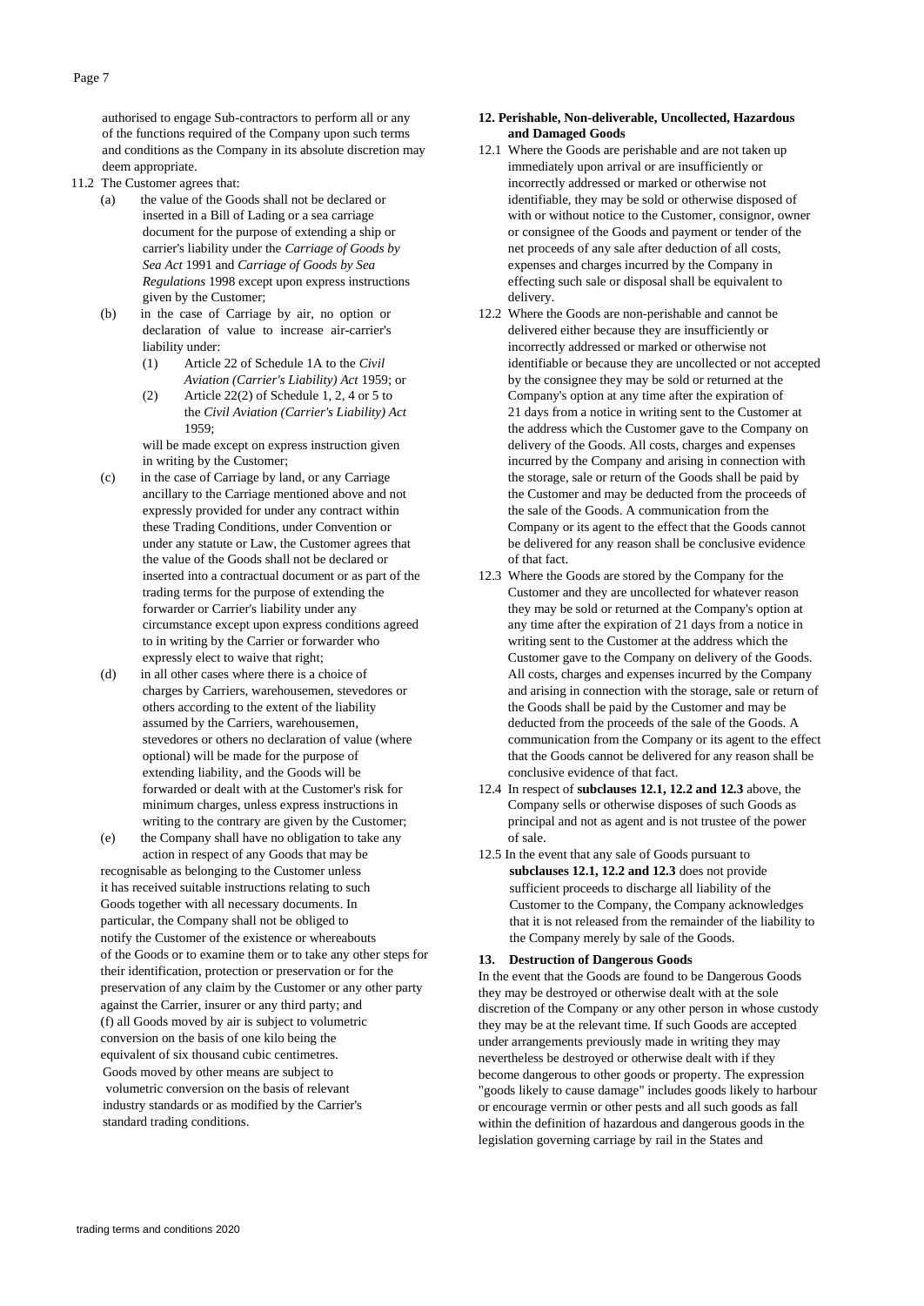authorised to engage Sub-contractors to perform all or any of the functions required of the Company upon such terms and conditions as the Company in its absolute discretion may deem appropriate.

11.2 The Customer agrees that:

(a) the value of the Goods shall not be declared or inserted in a Bill of Lading or a sea carriage document for the purpose of extending a ship or carrier's liability under the *Carriage of Goods by Sea Act* 1991 and *Carriage of Goods by Sea Regulations* 1998 except upon express instructions given by the Customer;

(b) in the case of Carriage by air, no option or declaration of value to increase air-carrier's liability under:

(1) Article 22 of Schedule 1A to the *Civil Aviation (Carrier's Liability) Act* 1959; or

(2) Article 22(2) of Schedule 1, 2, 4 or 5 to the *Civil Aviation (Carrier's Liability) Act* 1959;

will be made except on express instruction given in writing by the Customer;

(c) in the case of Carriage by land, or any Carriage ancillary to the Carriage mentioned above and not expressly provided for under any contract within these Trading Conditions, under Convention or under any statute or Law, the Customer agrees that the value of the Goods shall not be declared or inserted into a contractual document or as part of the trading terms for the purpose of extending the forwarder or Carrier's liability under any circumstance except upon express conditions agreed to in writing by the Carrier or forwarder who expressly elect to waive that right;

(d) in all other cases where there is a choice of charges by Carriers, warehousemen, stevedores or others according to the extent of the liability assumed by the Carriers, warehousemen, stevedores or others no declaration of value (where optional) will be made for the purpose of extending liability, and the Goods will be forwarded or dealt with at the Customer's risk for minimum charges, unless express instructions in writing to the contrary are given by the Customer;

(e) the Company shall have no obligation to take any action in respect of any Goods that may be recognisable as belonging to the Customer unless it has received suitable instructions relating to such Goods together with all necessary documents. In particular, the Company shall not be obliged to notify the Customer of the existence or whereabouts of the Goods or to examine them or to take any other steps for their identification, protection or preservation or for the preservation of any claim by the Customer or any other party against the Carrier, insurer or any third party; and

(f) all Goods moved by air is subject to volumetric conversion on the basis of one kilo being the equivalent of six thousand cubic centimetres. Goods moved by other means are subject to volumetric conversion on the basis of relevant industry standards or as modified by the Carrier's standard trading conditions.

**12. Perishable, Non-deliverable, Uncollected, Hazardous and Damaged Goods**

12.1 Where the Goods are perishable and are not taken up immediately upon arrival or are insufficiently or incorrectly addressed or marked or otherwise not identifiable, they may be sold or otherwise disposed of with or without notice to the Customer, consignor, owner or consignee of the Goods and payment or tender of the net proceeds of any sale after deduction of all costs, expenses and charges incurred by the Company in effecting such sale or disposal shall be equivalent to delivery.

12.2 Where the Goods are non-perishable and cannot be delivered either because they are insufficiently or incorrectly addressed or marked or otherwise not identifiable or because they are uncollected or not accepted by the consignee they may be sold or returned at the Company's option at any time after the expiration of 21 days from a notice in writing sent to the Customer at the address which the Customer gave to the Company on delivery of the Goods. All costs, charges and expenses incurred by the Company and arising in connection with the storage, sale or return of the Goods shall be paid by the Customer and may be deducted from the proceeds of the sale of the Goods. A communication from the Company or its agent to the effect that the Goods cannot be delivered for any reason shall be conclusive evidence of that fact.

12.3 Where the Goods are stored by the Company for the Customer and they are uncollected for whatever reason they may be sold or returned at the Company's option at any time after the expiration of 21 days from a notice in writing sent to the Customer at the address which the Customer gave to the Company on delivery of the Goods. All costs, charges and expenses incurred by the Company and arising in connection with the storage, sale or return of the Goods shall be paid by the Customer and may be deducted from the proceeds of the sale of the Goods. A communication from the Company or its agent to the effect that the Goods cannot be delivered for any reason shall be conclusive evidence of that fact.

12.4 In respect of **subclauses 12.1, 12.2 and 12.3** above, the Company sells or otherwise disposes of such Goods as principal and not as agent and is not trustee of the power of sale.

12.5 In the event that any sale of Goods pursuant to **subclauses 12.1, 12.2 and 12.3** does not provide sufficient proceeds to discharge all liability of the Customer to the Company, the Company acknowledges that it is not released from the remainder of the liability to the Company merely by sale of the Goods.

**13. Destruction of Dangerous Goods**

In the event that the Goods are found to be Dangerous Goods they may be destroyed or otherwise dealt with at the sole discretion of the Company or any other person in whose custody they may be at the relevant time. If such Goods are accepted under arrangements previously made in writing they may nevertheless be destroyed or otherwise dealt with if they become dangerous to other goods or property. The expression "goods likely to cause damage" includes goods likely to harbour or encourage vermin or other pests and all such goods as fall within the definition of hazardous and dangerous goods in the legislation governing carriage by rail in the States and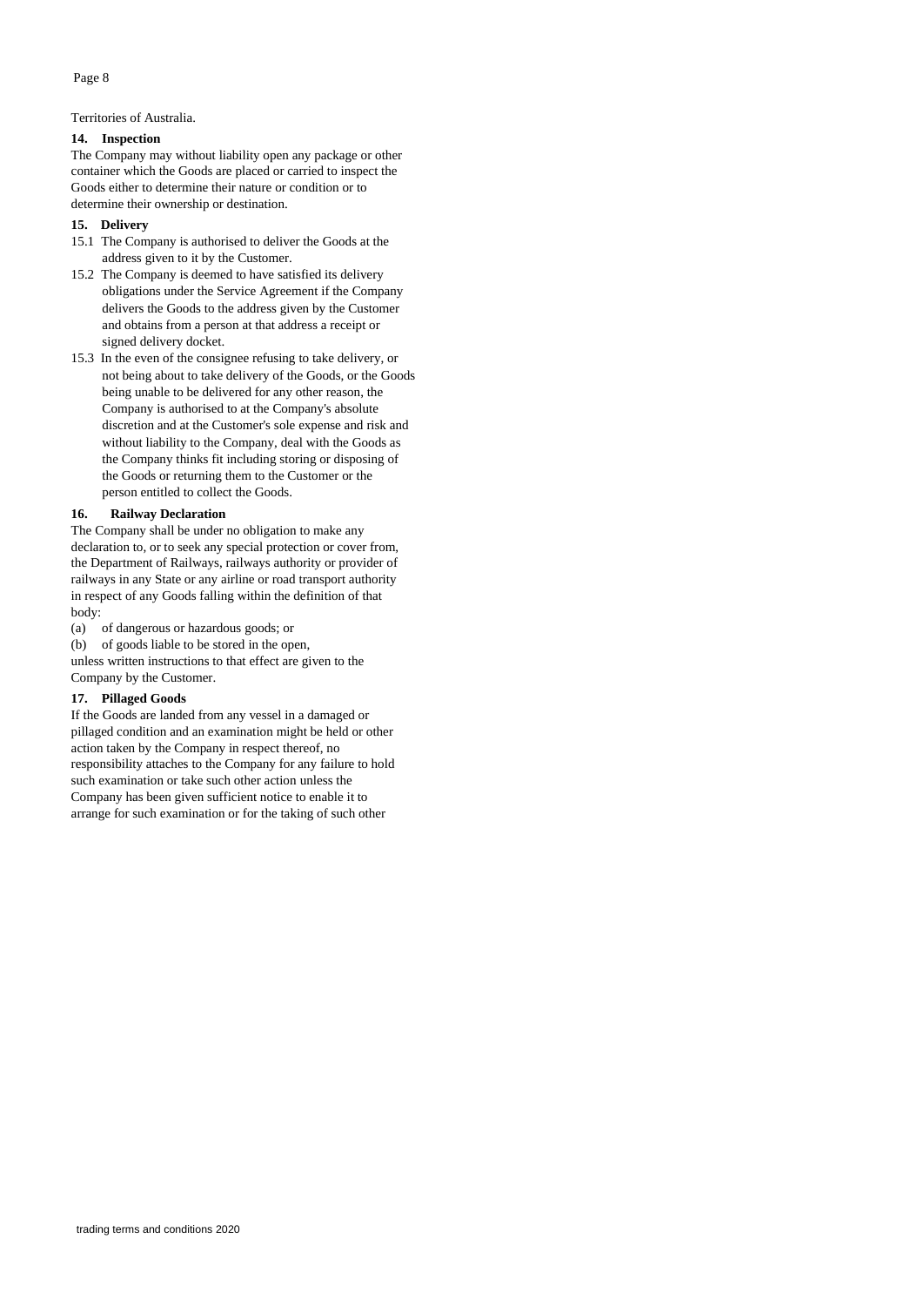Territories of Australia.

**14. Inspection**

The Company may without liability open any package or other container which the Goods are placed or carried to inspect the Goods either to determine their nature or condition or to determine their ownership or destination.

**15. Delivery**

15.1 The Company is authorised to deliver the Goods at the address given to it by the Customer.

15.2 The Company is deemed to have satisfied its delivery obligations under the Service Agreement if the Company delivers the Goods to the address given by the Customer and obtains from a person at that address a receipt or signed delivery docket.

15.3 In the even of the consignee refusing to take delivery, or not being about to take delivery of the Goods, or the Goods being unable to be delivered for any other reason, the Company is authorised to at the Company's absolute discretion and at the Customer's sole expense and risk and without liability to the Company, deal with the Goods as the Company thinks fit including storing or disposing of the Goods or returning them to the Customer or the person entitled to collect the Goods.

**16. Railway Declaration**

The Company shall be under no obligation to make any declaration to, or to seek any special protection or cover from, the Department of Railways, railways authority or provider of railways in any State or any airline or road transport authority in respect of any Goods falling within the definition of that body:

(a) of dangerous or hazardous goods; or

(b) of goods liable to be stored in the open,

unless written instructions to that effect are given to the Company by the Customer.

**17. Pillaged Goods**

If the Goods are landed from any vessel in a damaged or pillaged condition and an examination might be held or other action taken by the Company in respect thereof, no responsibility attaches to the Company for any failure to hold such examination or take such other action unless the Company has been given sufficient notice to enable it to arrange for such examination or for the taking of such other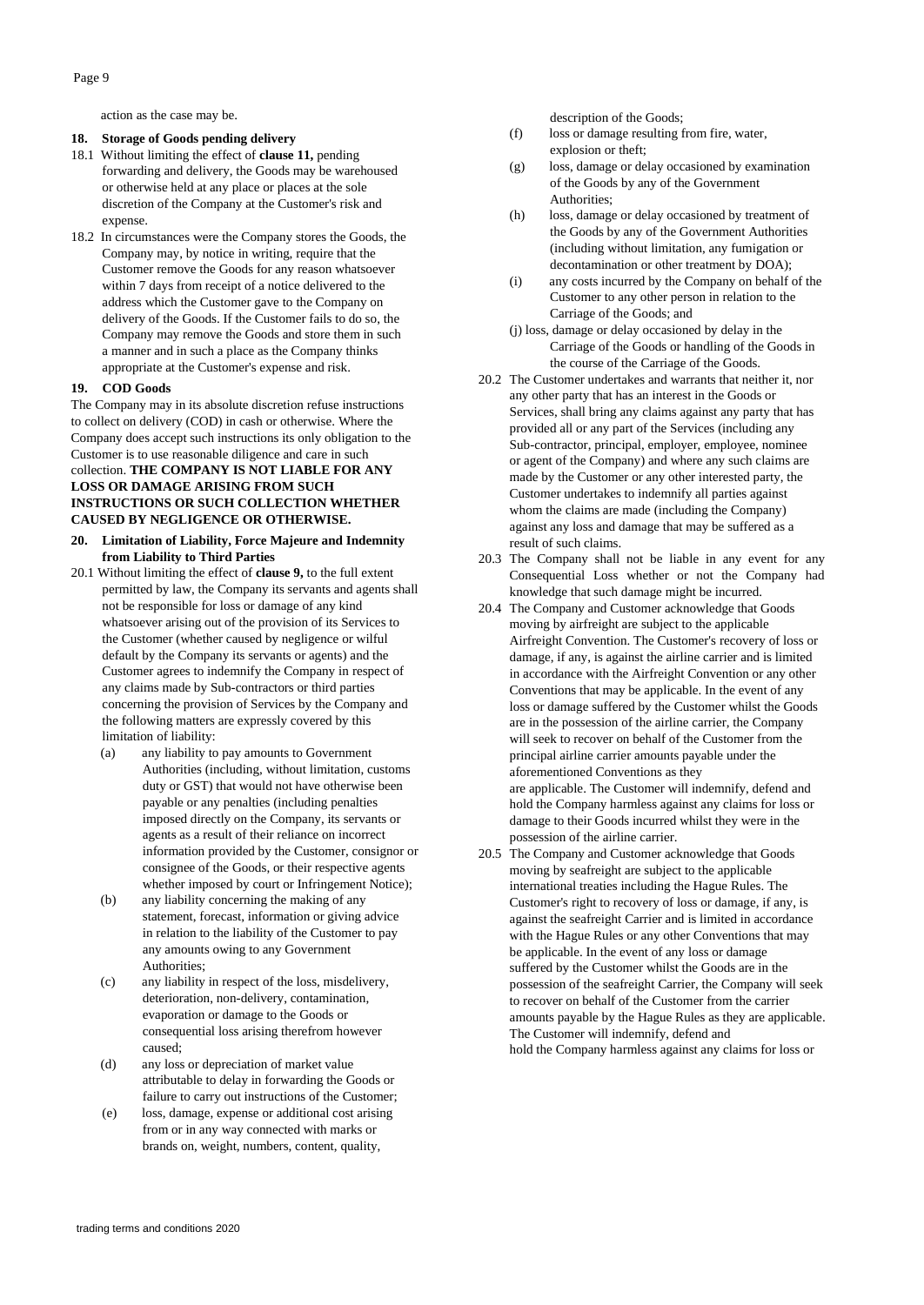action as the case may be.

**18. Storage of Goods pending delivery**

18.1 Without limiting the effect of **clause 11,** pending forwarding and delivery, the Goods may be warehoused or otherwise held at any place or places at the sole discretion of the Company at the Customer's risk and expense.

18.2 In circumstances were the Company stores the Goods, the Company may, by notice in writing, require that the Customer remove the Goods for any reason whatsoever within 7 days from receipt of a notice delivered to the address which the Customer gave to the Company on delivery of the Goods. If the Customer fails to do so, the Company may remove the Goods and store them in such a manner and in such a place as the Company thinks appropriate at the Customer's expense and risk.

**19. COD Goods**

The Company may in its absolute discretion refuse instructions to collect on delivery (COD) in cash or otherwise. Where the Company does accept such instructions its only obligation to the Customer is to use reasonable diligence and care in such collection. **THE COMPANY IS NOT LIABLE FOR ANY LOSS OR DAMAGE ARISING FROM SUCH INSTRUCTIONS OR SUCH COLLECTION WHETHER CAUSED BY NEGLIGENCE OR OTHERWISE.**

**20. Limitation of Liability, Force Majeure and Indemnity from Liability to Third Parties**

20.1 Without limiting the effect of **clause 9,** to the full extent permitted by law, the Company its servants and agents shall not be responsible for loss or damage of any kind whatsoever arising out of the provision of its Services to the Customer (whether caused by negligence or wilful default by the Company its servants or agents) and the Customer agrees to indemnify the Company in respect of any claims made by Sub-contractors or third parties concerning the provision of Services by the Company and the following matters are expressly covered by this limitation of liability:

(a) any liability to pay amounts to Government Authorities (including, without limitation, customs duty or GST) that would not have otherwise been payable or any penalties (including penalties imposed directly on the Company, its servants or agents as a result of their reliance on incorrect information provided by the Customer, consignor or consignee of the Goods, or their respective agents whether imposed by court or Infringement Notice);

(b) any liability concerning the making of any statement, forecast, information or giving advice in relation to the liability of the Customer to pay any amounts owing to any Government Authorities;

(c) any liability in respect of the loss, misdelivery, deterioration, non-delivery, contamination, evaporation or damage to the Goods or consequential loss arising therefrom however caused;

(d) any loss or depreciation of market value attributable to delay in forwarding the Goods or failure to carry out instructions of the Customer;

(e) loss, damage, expense or additional cost arising from or in any way connected with marks or brands on, weight, numbers, content, quality, description of the Goods;

(f) loss or damage resulting from fire, water, explosion or theft;

(g) loss, damage or delay occasioned by examination of the Goods by any of the Government Authorities;

(h) loss, damage or delay occasioned by treatment of the Goods by any of the Government Authorities (including without limitation, any fumigation or decontamination or other treatment by DOA);

(i) any costs incurred by the Company on behalf of the Customer to any other person in relation to the Carriage of the Goods; and

(j) loss, damage or delay occasioned by delay in the Carriage of the Goods or handling of the Goods in the course of the Carriage of the Goods.

20.2 The Customer undertakes and warrants that neither it, nor any other party that has an interest in the Goods or Services, shall bring any claims against any party that has provided all or any part of the Services (including any Sub-contractor, principal, employer, employee, nominee or agent of the Company) and where any such claims are made by the Customer or any other interested party, the Customer undertakes to indemnify all parties against whom the claims are made (including the Company) against any loss and damage that may be suffered as a result of such claims.

20.3 The Company shall not be liable in any event for any Consequential Loss whether or not the Company had knowledge that such damage might be incurred.

20.4 The Company and Customer acknowledge that Goods moving by airfreight are subject to the applicable Airfreight Convention. The Customer's recovery of loss or damage, if any, is against the airline carrier and is limited in accordance with the Airfreight Convention or any other Conventions that may be applicable. In the event of any loss or damage suffered by the Customer whilst the Goods are in the possession of the airline carrier, the Company will seek to recover on behalf of the Customer from the principal airline carrier amounts payable under the aforementioned Conventions as they are applicable. The Customer will indemnify, defend and hold the Company harmless against any claims for loss or damage to their Goods incurred whilst they were in the possession of the airline carrier.

20.5 The Company and Customer acknowledge that Goods moving by seafreight are subject to the applicable international treaties including the Hague Rules. The Customer's right to recovery of loss or damage, if any, is against the seafreight Carrier and is limited in accordance with the Hague Rules or any other Conventions that may be applicable. In the event of any loss or damage suffered by the Customer whilst the Goods are in the possession of the seafreight Carrier, the Company will seek to recover on behalf of the Customer from the carrier amounts payable by the Hague Rules as they are applicable. The Customer will indemnify, defend and hold the Company harmless against any claims for loss or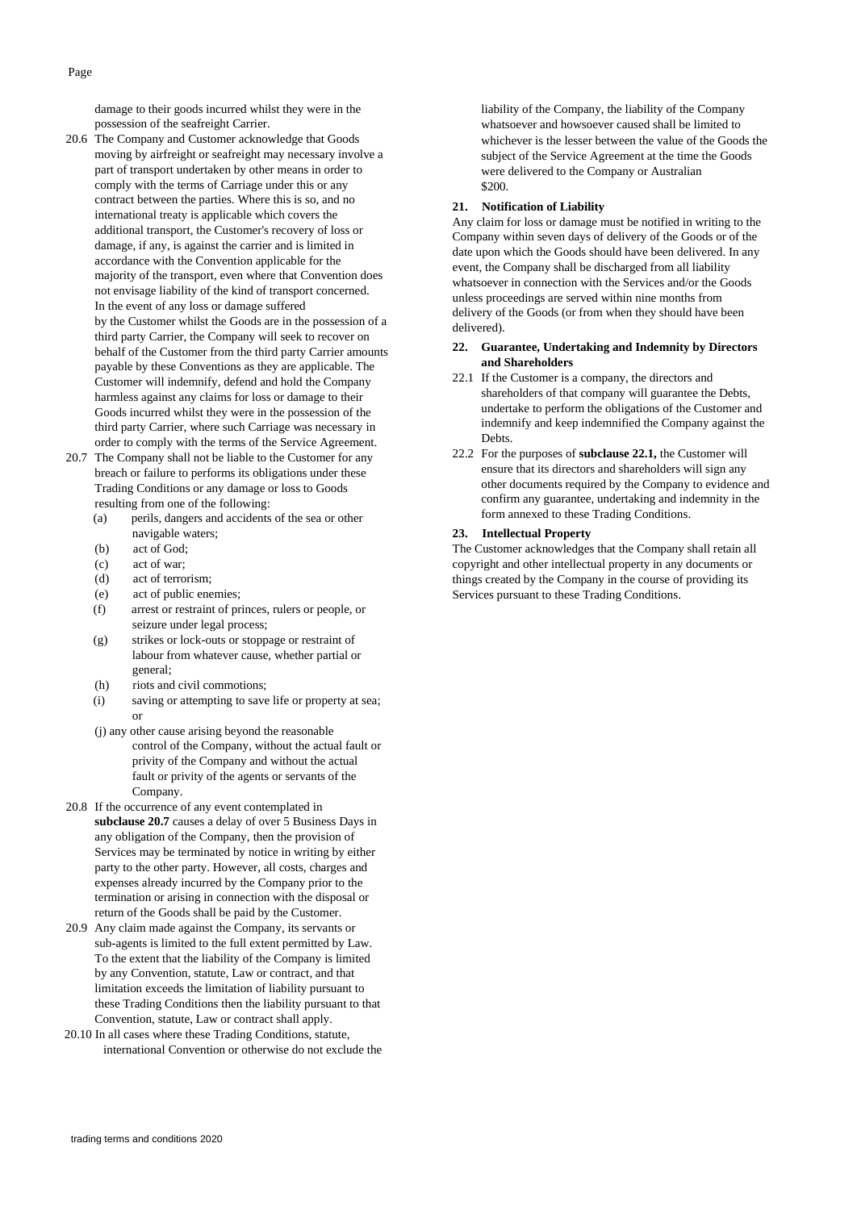damage to their goods incurred whilst they were in the possession of the seafreight Carrier.

20.6 The Company and Customer acknowledge that Goods moving by airfreight or seafreight may necessary involve a part of transport undertaken by other means in order to comply with the terms of Carriage under this or any contract between the parties. Where this is so, and no international treaty is applicable which covers the additional transport, the Customer's recovery of loss or damage, if any, is against the carrier and is limited in accordance with the Convention applicable for the majority of the transport, even where that Convention does not envisage liability of the kind of transport concerned. In the event of any loss or damage suffered by the Customer whilst the Goods are in the possession of a third party Carrier, the Company will seek to recover on behalf of the Customer from the third party Carrier amounts payable by these Conventions as they are applicable. The Customer will indemnify, defend and hold the Company harmless against any claims for loss or damage to their Goods incurred whilst they were in the possession of the third party Carrier, where such Carriage was necessary in order to comply with the terms of the Service Agreement.

20.7 The Company shall not be liable to the Customer for any breach or failure to performs its obligations under these Trading Conditions or any damage or loss to Goods resulting from one of the following:

(a) perils, dangers and accidents of the sea or other navigable waters;
(b) act of God;
(c) act of war;
(d) act of terrorism;
(e) act of public enemies;
(f) arrest or restraint of princes, rulers or people, or seizure under legal process;
(g) strikes or lock-outs or stoppage or restraint of labour from whatever cause, whether partial or general;
(h) riots and civil commotions;
(i) saving or attempting to save life or property at sea; or
(j) any other cause arising beyond the reasonable control of the Company, without the actual fault or privity of the Company and without the actual fault or privity of the agents or servants of the Company.

20.8 If the occurrence of any event contemplated in **subclause 20.7** causes a delay of over 5 Business Days in any obligation of the Company, then the provision of Services may be terminated by notice in writing by either party to the other party. However, all costs, charges and expenses already incurred by the Company prior to the termination or arising in connection with the disposal or return of the Goods shall be paid by the Customer.

20.9 Any claim made against the Company, its servants or sub-agents is limited to the full extent permitted by Law. To the extent that the liability of the Company is limited by any Convention, statute, Law or contract, and that limitation exceeds the limitation of liability pursuant to these Trading Conditions then the liability pursuant to that Convention, statute, Law or contract shall apply.

20.10 In all cases where these Trading Conditions, statute, international Convention or otherwise do not exclude the liability of the Company, the liability of the Company whatsoever and howsoever caused shall be limited to whichever is the lesser between the value of the Goods the subject of the Service Agreement at the time the Goods were delivered to the Company or Australian $200.

### 21. Notification of Liability

Any claim for loss or damage must be notified in writing to the Company within seven days of delivery of the Goods or of the date upon which the Goods should have been delivered. In any event, the Company shall be discharged from all liability whatsoever in connection with the Services and/or the Goods unless proceedings are served within nine months from delivery of the Goods (or from when they should have been delivered).

### 22. Guarantee, Undertaking and Indemnity by Directors and Shareholders

22.1 If the Customer is a company, the directors and shareholders of that company will guarantee the Debts, undertake to perform the obligations of the Customer and indemnify and keep indemnified the Company against the Debts.

22.2 For the purposes of **subclause 22.1,** the Customer will ensure that its directors and shareholders will sign any other documents required by the Company to evidence and confirm any guarantee, undertaking and indemnity in the form annexed to these Trading Conditions.

### 23. Intellectual Property

The Customer acknowledges that the Company shall retain all copyright and other intellectual property in any documents or things created by the Company in the course of providing its Services pursuant to these Trading Conditions.